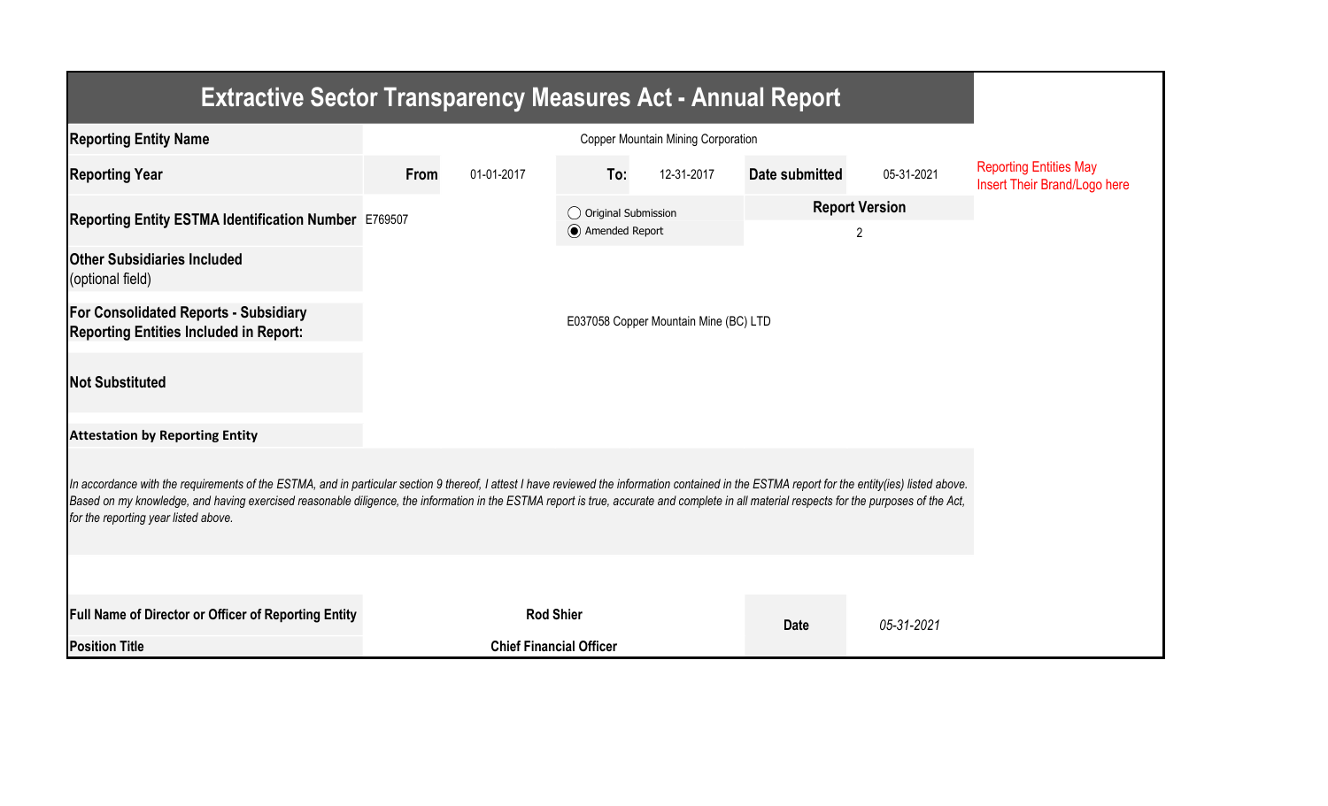# Extractive Sector Transparency Measures Act - Annual Report

| | | | | | | |
|---|---|---|---|---|---|---|
| **Reporting Entity Name** | Copper Mountain Mining Corporation | | | | | |
| **Reporting Year** | **From** 01-01-2017 | **To:** 12-31-2017 | **Date submitted** | 05-31-2021 | | Reporting Entities May Insert Their Brand/Logo here |
| **Reporting Entity ESTMA Identification Number** | E769507 | ◯ Original Submission / ◉ Amended Report | **Report Version** | 2 | | |
| **Other Subsidiaries Included** (optional field) | | | | | | |
| **For Consolidated Reports - Subsidiary Reporting Entities Included in Report:** | E037058 Copper Mountain Mine (BC) LTD | | | | | |
| **Not Substituted** | | | | | | |

**Attestation by Reporting Entity**

*In accordance with the requirements of the ESTMA, and in particular section 9 thereof, I attest I have reviewed the information contained in the ESTMA report for the entity(ies) listed above. Based on my knowledge, and having exercised reasonable diligence, the information in the ESTMA report is true, accurate and complete in all material respects for the purposes of the Act, for the reporting year listed above.*

| | | | |
|---|---|---|---|
| **Full Name of Director or Officer of Reporting Entity** | **Rod Shier** | **Date** | *05-31-2021* |
| **Position Title** | **Chief Financial Officer** | | |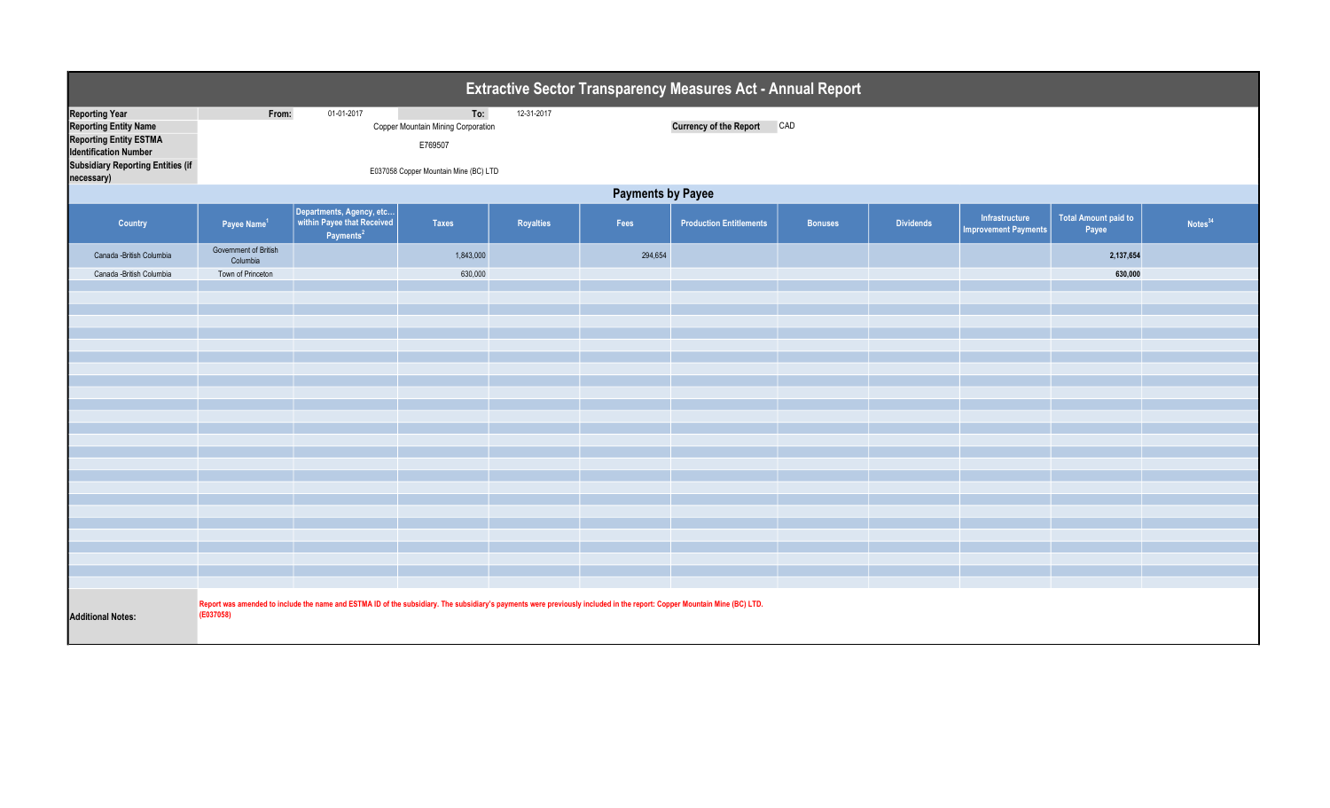# Extractive Sector Transparency Measures Act - Annual Report

| | | | | |
|---|---|---|---|---|
| **Reporting Year** | **From:** | 01-01-2017 | **To:** | 12-31-2017 |
| **Reporting Entity Name** | Copper Mountain Mining Corporation | | **Currency of the Report** | CAD |
| **Reporting Entity ESTMA Identification Number** | E769507 | | | |
| **Subsidiary Reporting Entities (if necessary)** | E037058 Copper Mountain Mine (BC) LTD | | | |

## Payments by Payee

| Country | Payee Name[1] | Departments, Agency, etc… within Payee that Received Payments[2] | Taxes | Royalties | Fees | Production Entitlements | Bonuses | Dividends | Infrastructure Improvement Payments | Total Amount paid to Payee | Notes[34] |
|---|---|---|---|---|---|---|---|---|---|---|---|
| Canada -British Columbia | Government of British Columbia | | 1,843,000 | | 294,654 | | | | | **2,137,654** | |
| Canada -British Columbia | Town of Princeton | | 630,000 | | | | | | | **630,000** | |

**Additional Notes:** Report was amended to include the name and ESTMA ID of the subsidiary. The subsidiary's payments were previously included in the report: Copper Mountain Mine (BC) LTD. (E037058)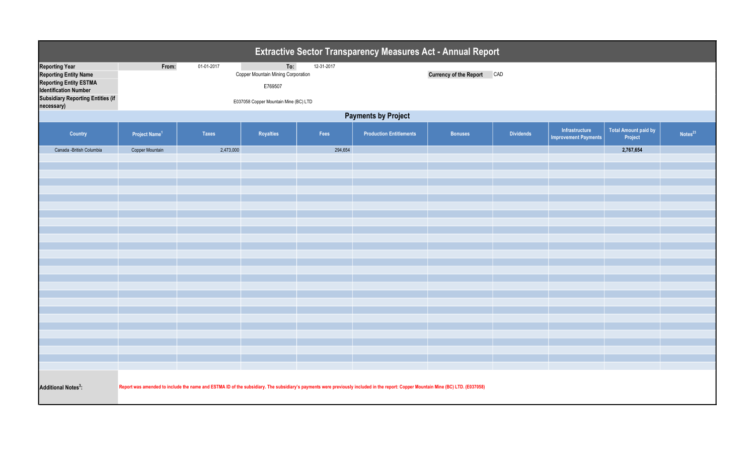# Extractive Sector Transparency Measures Act - Annual Report

| | | | | |
|---|---|---|---|---|
| **Reporting Year** | **From:** 01-01-2017 | **To:** 12-31-2017 | | |
| **Reporting Entity Name** | Copper Mountain Mining Corporation | | **Currency of the Report** | CAD |
| **Reporting Entity ESTMA Identification Number** | E769507 | | | |
| **Subsidiary Reporting Entities (if necessary)** | E037058 Copper Mountain Mine (BC) LTD | | | |

## Payments by Project

| Country | Project Name[1] | Taxes | Royalties | Fees | Production Entitlements | Bonuses | Dividends | Infrastructure Improvement Payments | Total Amount paid by Project | Notes[23] |
|---|---|---|---|---|---|---|---|---|---|---|
| Canada -British Columbia | Copper Mountain | 2,473,000 | | 294,654 | | | | | **2,767,654** | |

**Additional Notes[3]:** Report was amended to include the name and ESTMA ID of the subsidiary. The subsidiary's payments were previously included in the report: Copper Mountain Mine (BC) LTD. (E037058)